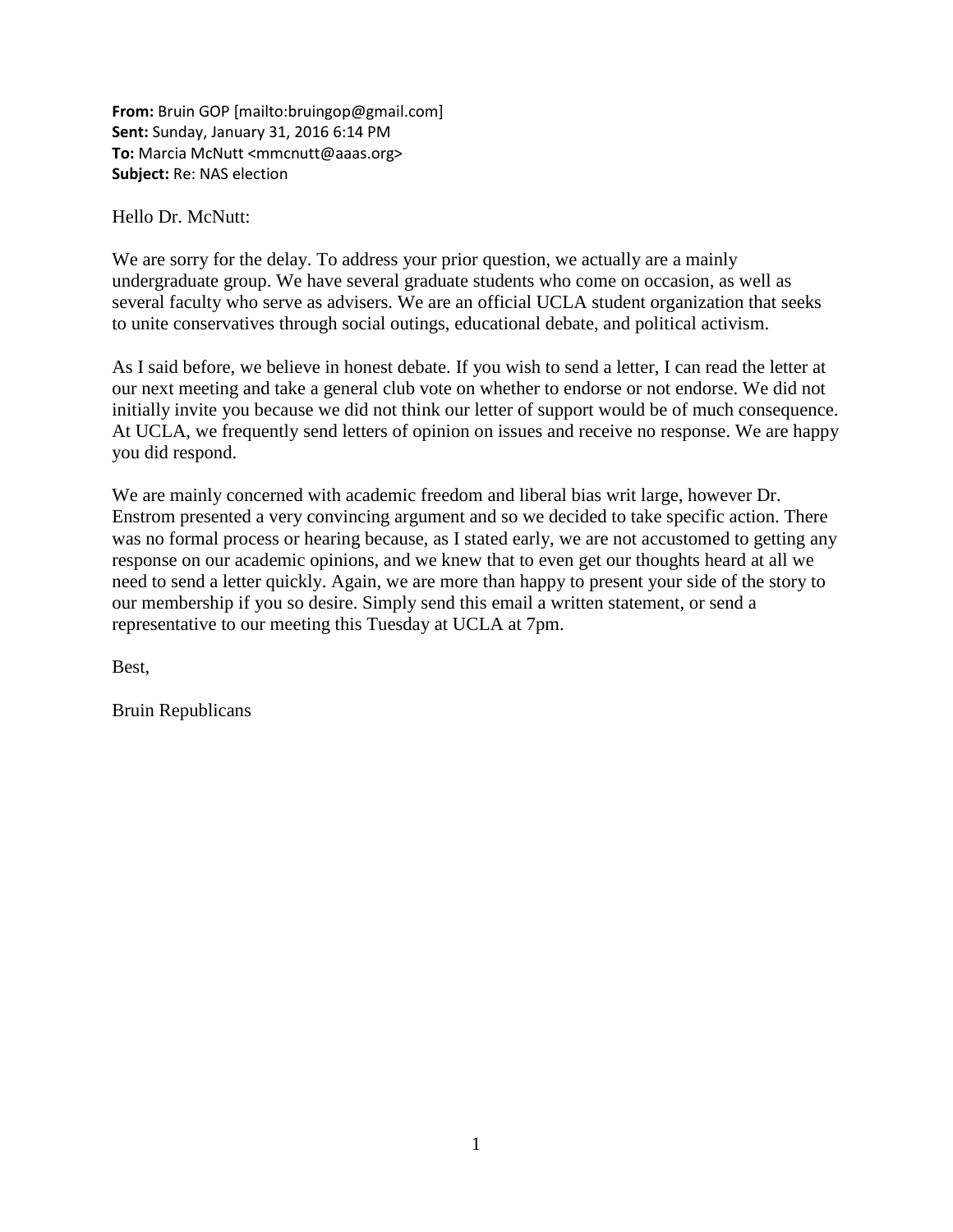**From:** Bruin GOP [mailto:bruingop@gmail.com]
**Sent:** Sunday, January 31, 2016 6:14 PM
**To:** Marcia McNutt <mmcnutt@aaas.org>
**Subject:** Re: NAS election

Hello Dr. McNutt:

We are sorry for the delay. To address your prior question, we actually are a mainly undergraduate group. We have several graduate students who come on occasion, as well as several faculty who serve as advisers. We are an official UCLA student organization that seeks to unite conservatives through social outings, educational debate, and political activism.

As I said before, we believe in honest debate. If you wish to send a letter, I can read the letter at our next meeting and take a general club vote on whether to endorse or not endorse. We did not initially invite you because we did not think our letter of support would be of much consequence. At UCLA, we frequently send letters of opinion on issues and receive no response. We are happy you did respond.

We are mainly concerned with academic freedom and liberal bias writ large, however Dr. Enstrom presented a very convincing argument and so we decided to take specific action. There was no formal process or hearing because, as I stated early, we are not accustomed to getting any response on our academic opinions, and we knew that to even get our thoughts heard at all we need to send a letter quickly. Again, we are more than happy to present your side of the story to our membership if you so desire. Simply send this email a written statement, or send a representative to our meeting this Tuesday at UCLA at 7pm.

Best,

Bruin Republicans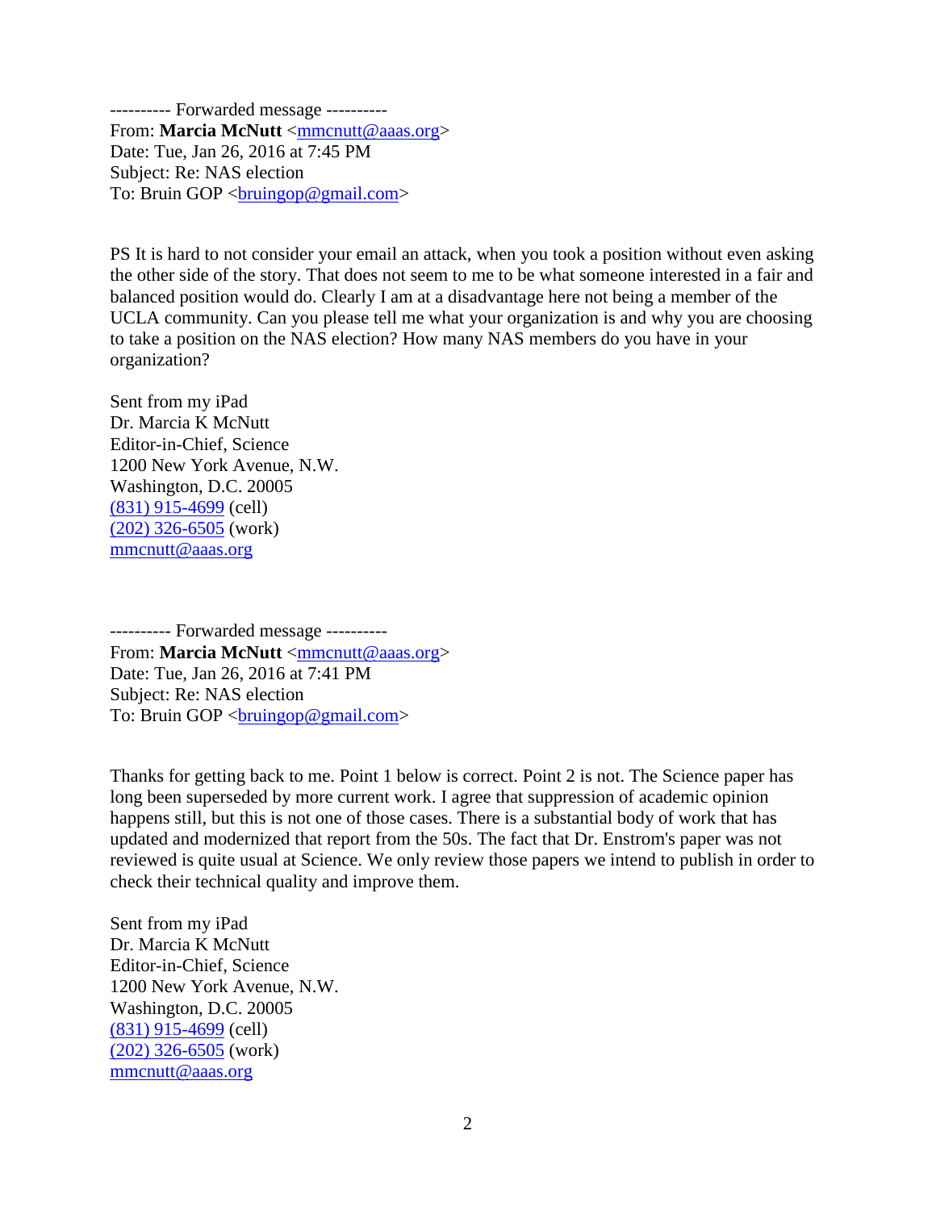---------- Forwarded message ----------
From: **Marcia McNutt** <mmcnutt@aaas.org>
Date: Tue, Jan 26, 2016 at 7:45 PM
Subject: Re: NAS election
To: Bruin GOP <bruingop@gmail.com>

PS It is hard to not consider your email an attack, when you took a position without even asking the other side of the story. That does not seem to me to be what someone interested in a fair and balanced position would do. Clearly I am at a disadvantage here not being a member of the UCLA community. Can you please tell me what your organization is and why you are choosing to take a position on the NAS election? How many NAS members do you have in your organization?

Sent from my iPad
Dr. Marcia K McNutt
Editor-in-Chief, Science
1200 New York Avenue, N.W.
Washington, D.C. 20005
(831) 915-4699 (cell)
(202) 326-6505 (work)
mmcnutt@aaas.org

---------- Forwarded message ----------
From: **Marcia McNutt** <mmcnutt@aaas.org>
Date: Tue, Jan 26, 2016 at 7:41 PM
Subject: Re: NAS election
To: Bruin GOP <bruingop@gmail.com>

Thanks for getting back to me. Point 1 below is correct. Point 2 is not. The Science paper has long been superseded by more current work. I agree that suppression of academic opinion happens still, but this is not one of those cases. There is a substantial body of work that has updated and modernized that report from the 50s. The fact that Dr. Enstrom's paper was not reviewed is quite usual at Science. We only review those papers we intend to publish in order to check their technical quality and improve them.

Sent from my iPad
Dr. Marcia K McNutt
Editor-in-Chief, Science
1200 New York Avenue, N.W.
Washington, D.C. 20005
(831) 915-4699 (cell)
(202) 326-6505 (work)
mmcnutt@aaas.org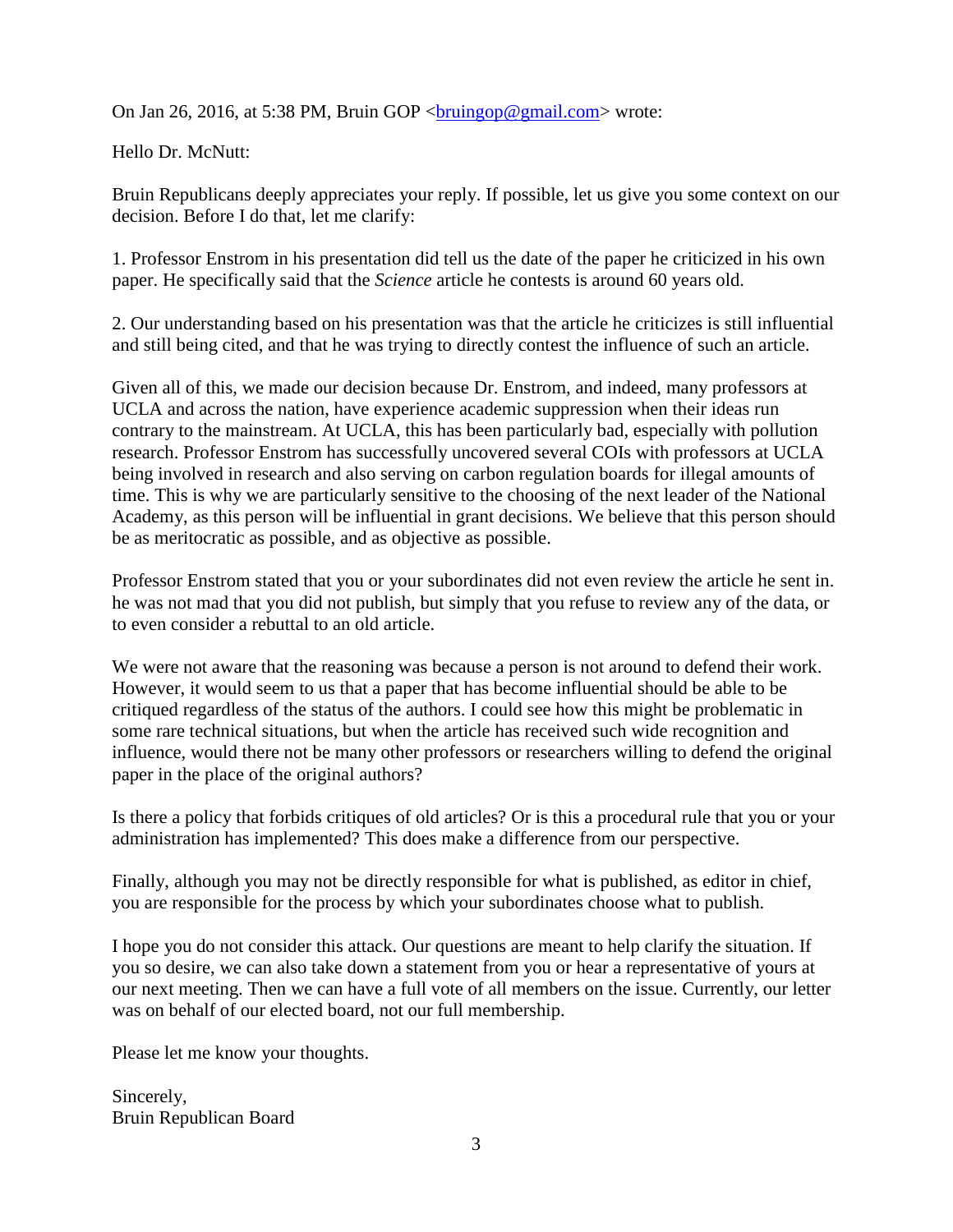On Jan 26, 2016, at 5:38 PM, Bruin GOP <bruingop@gmail.com> wrote:

Hello Dr. McNutt:

Bruin Republicans deeply appreciates your reply. If possible, let us give you some context on our decision. Before I do that, let me clarify:

1. Professor Enstrom in his presentation did tell us the date of the paper he criticized in his own paper. He specifically said that the *Science* article he contests is around 60 years old.

2. Our understanding based on his presentation was that the article he criticizes is still influential and still being cited, and that he was trying to directly contest the influence of such an article.

Given all of this, we made our decision because Dr. Enstrom, and indeed, many professors at UCLA and across the nation, have experience academic suppression when their ideas run contrary to the mainstream. At UCLA, this has been particularly bad, especially with pollution research. Professor Enstrom has successfully uncovered several COIs with professors at UCLA being involved in research and also serving on carbon regulation boards for illegal amounts of time. This is why we are particularly sensitive to the choosing of the next leader of the National Academy, as this person will be influential in grant decisions. We believe that this person should be as meritocratic as possible, and as objective as possible.

Professor Enstrom stated that you or your subordinates did not even review the article he sent in. he was not mad that you did not publish, but simply that you refuse to review any of the data, or to even consider a rebuttal to an old article.

We were not aware that the reasoning was because a person is not around to defend their work. However, it would seem to us that a paper that has become influential should be able to be critiqued regardless of the status of the authors. I could see how this might be problematic in some rare technical situations, but when the article has received such wide recognition and influence, would there not be many other professors or researchers willing to defend the original paper in the place of the original authors?

Is there a policy that forbids critiques of old articles? Or is this a procedural rule that you or your administration has implemented? This does make a difference from our perspective.

Finally, although you may not be directly responsible for what is published, as editor in chief, you are responsible for the process by which your subordinates choose what to publish.

I hope you do not consider this attack. Our questions are meant to help clarify the situation. If you so desire, we can also take down a statement from you or hear a representative of yours at our next meeting. Then we can have a full vote of all members on the issue. Currently, our letter was on behalf of our elected board, not our full membership.

Please let me know your thoughts.

Sincerely,
Bruin Republican Board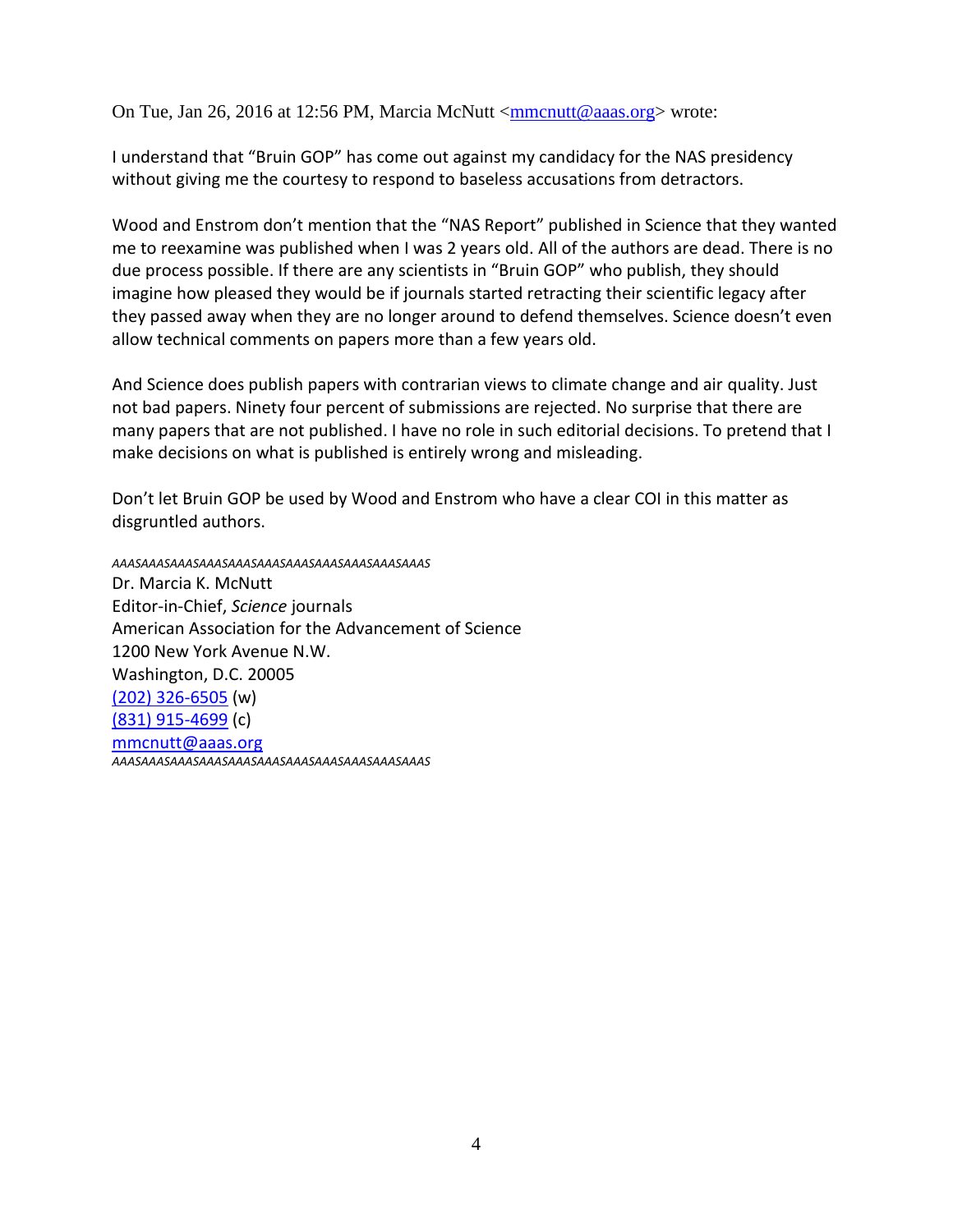On Tue, Jan 26, 2016 at 12:56 PM, Marcia McNutt <mmcnutt@aaas.org> wrote:

I understand that "Bruin GOP" has come out against my candidacy for the NAS presidency without giving me the courtesy to respond to baseless accusations from detractors.

Wood and Enstrom don't mention that the "NAS Report" published in Science that they wanted me to reexamine was published when I was 2 years old. All of the authors are dead. There is no due process possible. If there are any scientists in "Bruin GOP" who publish, they should imagine how pleased they would be if journals started retracting their scientific legacy after they passed away when they are no longer around to defend themselves. Science doesn't even allow technical comments on papers more than a few years old.

And Science does publish papers with contrarian views to climate change and air quality. Just not bad papers. Ninety four percent of submissions are rejected. No surprise that there are many papers that are not published. I have no role in such editorial decisions. To pretend that I make decisions on what is published is entirely wrong and misleading.

Don't let Bruin GOP be used by Wood and Enstrom who have a clear COI in this matter as disgruntled authors.

*AAASAAASAAASAAASAAASAAASAAASAAASAAASAAASAAASAAAS*

Dr. Marcia K. McNutt
Editor-in-Chief, *Science* journals
American Association for the Advancement of Science
1200 New York Avenue N.W.
Washington, D.C. 20005
(202) 326-6505 (w)
(831) 915-4699 (c)
mmcnutt@aaas.org

*AAASAAASAAASAAASAAASAAASAAASAAASAAASAAASAAASAAAS*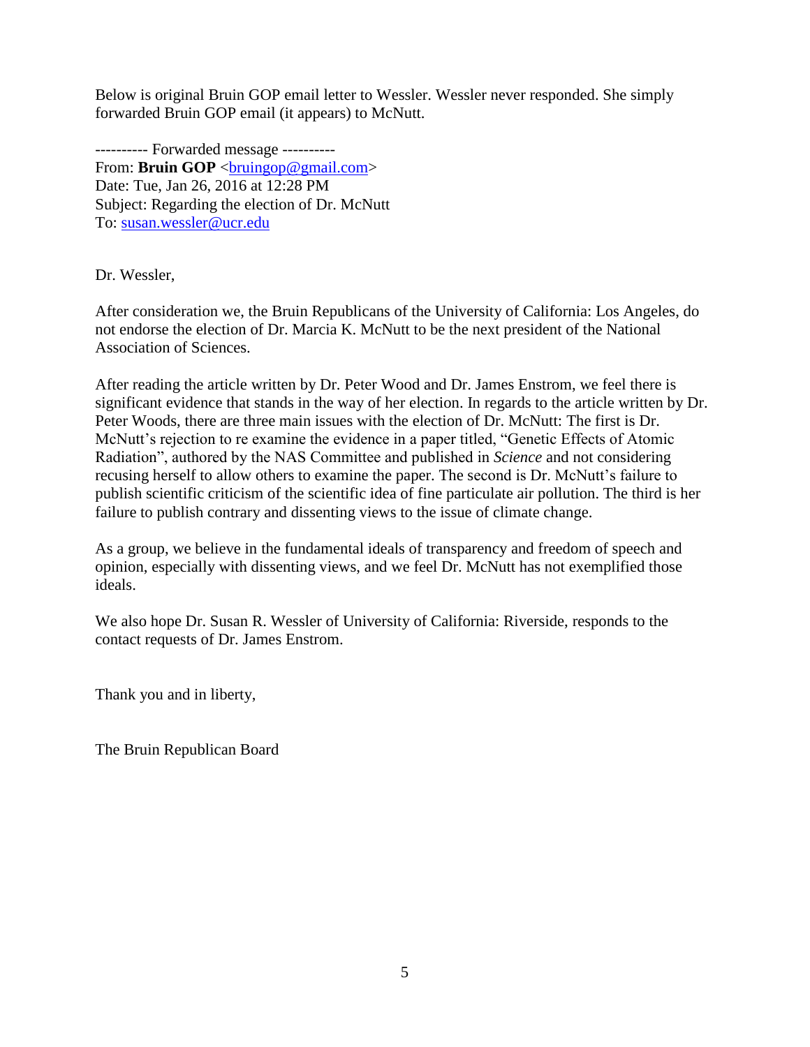Below is original Bruin GOP email letter to Wessler. Wessler never responded. She simply forwarded Bruin GOP email (it appears) to McNutt.

---------- Forwarded message ----------
From: **Bruin GOP** <bruingop@gmail.com>
Date: Tue, Jan 26, 2016 at 12:28 PM
Subject: Regarding the election of Dr. McNutt
To: susan.wessler@ucr.edu

Dr. Wessler,

After consideration we, the Bruin Republicans of the University of California: Los Angeles, do not endorse the election of Dr. Marcia K. McNutt to be the next president of the National Association of Sciences.

After reading the article written by Dr. Peter Wood and Dr. James Enstrom, we feel there is significant evidence that stands in the way of her election. In regards to the article written by Dr. Peter Woods, there are three main issues with the election of Dr. McNutt: The first is Dr. McNutt's rejection to re examine the evidence in a paper titled, "Genetic Effects of Atomic Radiation", authored by the NAS Committee and published in *Science* and not considering recusing herself to allow others to examine the paper. The second is Dr. McNutt's failure to publish scientific criticism of the scientific idea of fine particulate air pollution. The third is her failure to publish contrary and dissenting views to the issue of climate change.

As a group, we believe in the fundamental ideals of transparency and freedom of speech and opinion, especially with dissenting views, and we feel Dr. McNutt has not exemplified those ideals.

We also hope Dr. Susan R. Wessler of University of California: Riverside, responds to the contact requests of Dr. James Enstrom.

Thank you and in liberty,

The Bruin Republican Board